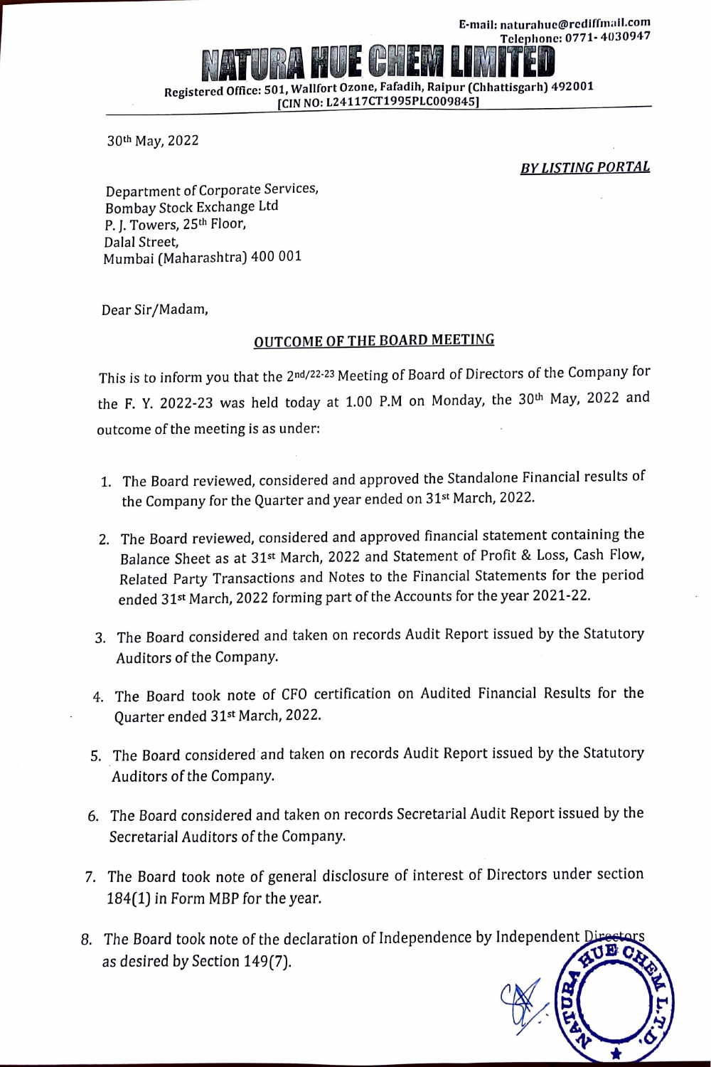E-mail: naturahue@rediffmail.com
Telephone: 0771- 4030947

# NATURA HUE CHEM LIMITED

Registered Office: 501, Wallfort Ozone, Fafadih, Raipur (Chhattisgarh) 492001
[CIN NO: L24117CT1995PLC009845]

30th May, 2022

***BY LISTING PORTAL***

Department of Corporate Services,
Bombay Stock Exchange Ltd
P. J. Towers, 25th Floor,
Dalal Street,
Mumbai (Maharashtra) 400 001

Dear Sir/Madam,

## OUTCOME OF THE BOARD MEETING

This is to inform you that the 2nd/22-23 Meeting of Board of Directors of the Company for the F. Y. 2022-23 was held today at 1.00 P.M on Monday, the 30th May, 2022 and outcome of the meeting is as under:

1. The Board reviewed, considered and approved the Standalone Financial results of the Company for the Quarter and year ended on 31st March, 2022.
2. The Board reviewed, considered and approved financial statement containing the Balance Sheet as at 31st March, 2022 and Statement of Profit & Loss, Cash Flow, Related Party Transactions and Notes to the Financial Statements for the period ended 31st March, 2022 forming part of the Accounts for the year 2021-22.
3. The Board considered and taken on records Audit Report issued by the Statutory Auditors of the Company.
4. The Board took note of CFO certification on Audited Financial Results for the Quarter ended 31st March, 2022.
5. The Board considered and taken on records Audit Report issued by the Statutory Auditors of the Company.
6. The Board considered and taken on records Secretarial Audit Report issued by the Secretarial Auditors of the Company.
7. The Board took note of general disclosure of interest of Directors under section 184(1) in Form MBP for the year.
8. The Board took note of the declaration of Independence by Independent Directors as desired by Section 149(7).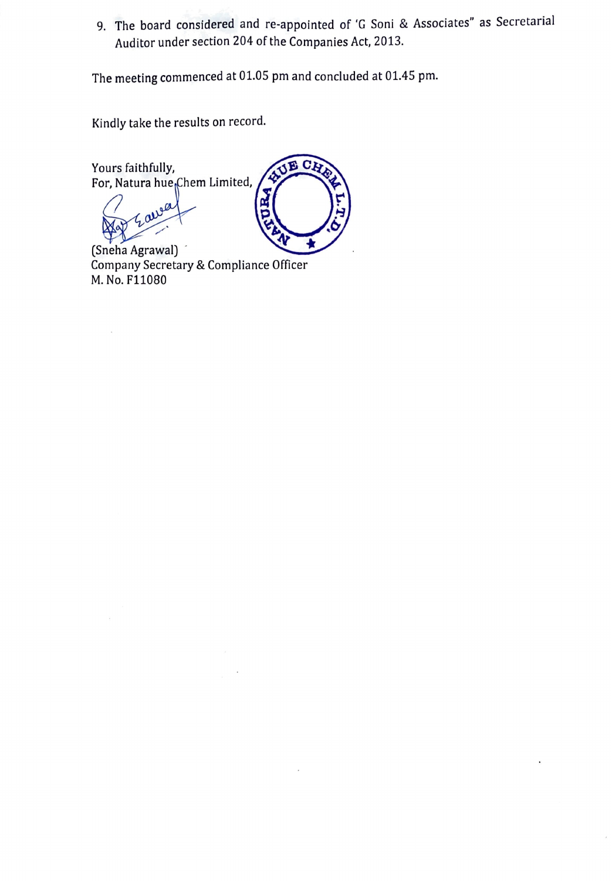9. The board considered and re-appointed of 'G Soni & Associates" as Secretarial Auditor under section 204 of the Companies Act, 2013.

The meeting commenced at 01.05 pm and concluded at 01.45 pm.

Kindly take the results on record.

Yours faithfully,
For, Natura hue Chem Limited,

(Sneha Agrawal)
Company Secretary & Compliance Officer
M. No. F11080